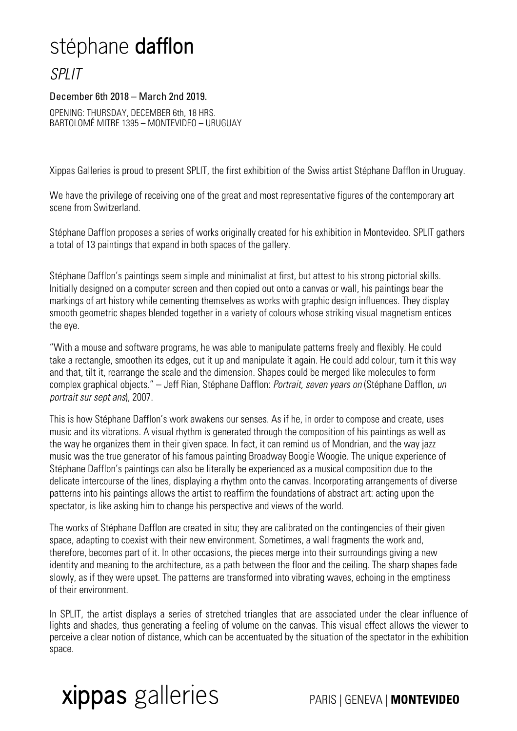# stéphane **dafflon**

## *SPLIT*

December 6th 2018 – March 2nd 2019.

OPENING: THURSDAY, DECEMBER 6th, 18 HRS.
BARTOLOMÉ MITRE 1395 – MONTEVIDEO – URUGUAY

Xippas Galleries is proud to present SPLIT, the first exhibition of the Swiss artist Stéphane Dafflon in Uruguay.

We have the privilege of receiving one of the great and most representative figures of the contemporary art scene from Switzerland.

Stéphane Dafflon proposes a series of works originally created for his exhibition in Montevideo. SPLIT gathers a total of 13 paintings that expand in both spaces of the gallery.

Stéphane Dafflon's paintings seem simple and minimalist at first, but attest to his strong pictorial skills. Initially designed on a computer screen and then copied out onto a canvas or wall, his paintings bear the markings of art history while cementing themselves as works with graphic design influences. They display smooth geometric shapes blended together in a variety of colours whose striking visual magnetism entices the eye.

"With a mouse and software programs, he was able to manipulate patterns freely and flexibly. He could take a rectangle, smoothen its edges, cut it up and manipulate it again. He could add colour, turn it this way and that, tilt it, rearrange the scale and the dimension. Shapes could be merged like molecules to form complex graphical objects." – Jeff Rian, Stéphane Dafflon: *Portrait, seven years on* (Stéphane Dafflon, *un portrait sur sept ans*), 2007.

This is how Stéphane Dafflon's work awakens our senses. As if he, in order to compose and create, uses music and its vibrations. A visual rhythm is generated through the composition of his paintings as well as the way he organizes them in their given space. In fact, it can remind us of Mondrian, and the way jazz music was the true generator of his famous painting Broadway Boogie Woogie. The unique experience of Stéphane Dafflon's paintings can also be literally be experienced as a musical composition due to the delicate intercourse of the lines, displaying a rhythm onto the canvas. Incorporating arrangements of diverse patterns into his paintings allows the artist to reaffirm the foundations of abstract art: acting upon the spectator, is like asking him to change his perspective and views of the world.

The works of Stéphane Dafflon are created in situ; they are calibrated on the contingencies of their given space, adapting to coexist with their new environment. Sometimes, a wall fragments the work and, therefore, becomes part of it. In other occasions, the pieces merge into their surroundings giving a new identity and meaning to the architecture, as a path between the floor and the ceiling. The sharp shapes fade slowly, as if they were upset. The patterns are transformed into vibrating waves, echoing in the emptiness of their environment.

In SPLIT, the artist displays a series of stretched triangles that are associated under the clear influence of lights and shades, thus generating a feeling of volume on the canvas. This visual effect allows the viewer to perceive a clear notion of distance, which can be accentuated by the situation of the spectator in the exhibition space.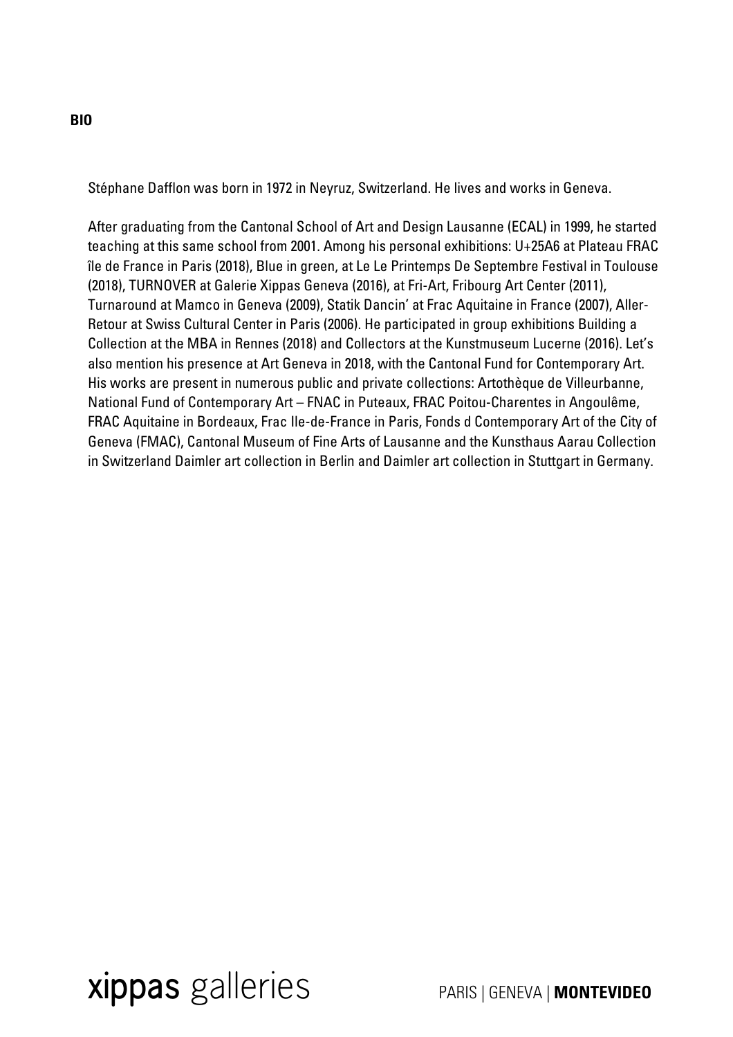**BIO**

Stéphane Dafflon was born in 1972 in Neyruz, Switzerland. He lives and works in Geneva.

After graduating from the Cantonal School of Art and Design Lausanne (ECAL) in 1999, he started teaching at this same school from 2001. Among his personal exhibitions: U+25A6 at Plateau FRAC île de France in Paris (2018), Blue in green, at Le Le Printemps De Septembre Festival in Toulouse (2018), TURNOVER at Galerie Xippas Geneva (2016), at Fri-Art, Fribourg Art Center (2011), Turnaround at Mamco in Geneva (2009), Statik Dancin' at Frac Aquitaine in France (2007), Aller-Retour at Swiss Cultural Center in Paris (2006). He participated in group exhibitions Building a Collection at the MBA in Rennes (2018) and Collectors at the Kunstmuseum Lucerne (2016). Let's also mention his presence at Art Geneva in 2018, with the Cantonal Fund for Contemporary Art. His works are present in numerous public and private collections: Artothèque de Villeurbanne, National Fund of Contemporary Art – FNAC in Puteaux, FRAC Poitou-Charentes in Angoulême, FRAC Aquitaine in Bordeaux, Frac Ile-de-France in Paris, Fonds d Contemporary Art of the City of Geneva (FMAC), Cantonal Museum of Fine Arts of Lausanne and the Kunsthaus Aarau Collection in Switzerland Daimler art collection in Berlin and Daimler art collection in Stuttgart in Germany.